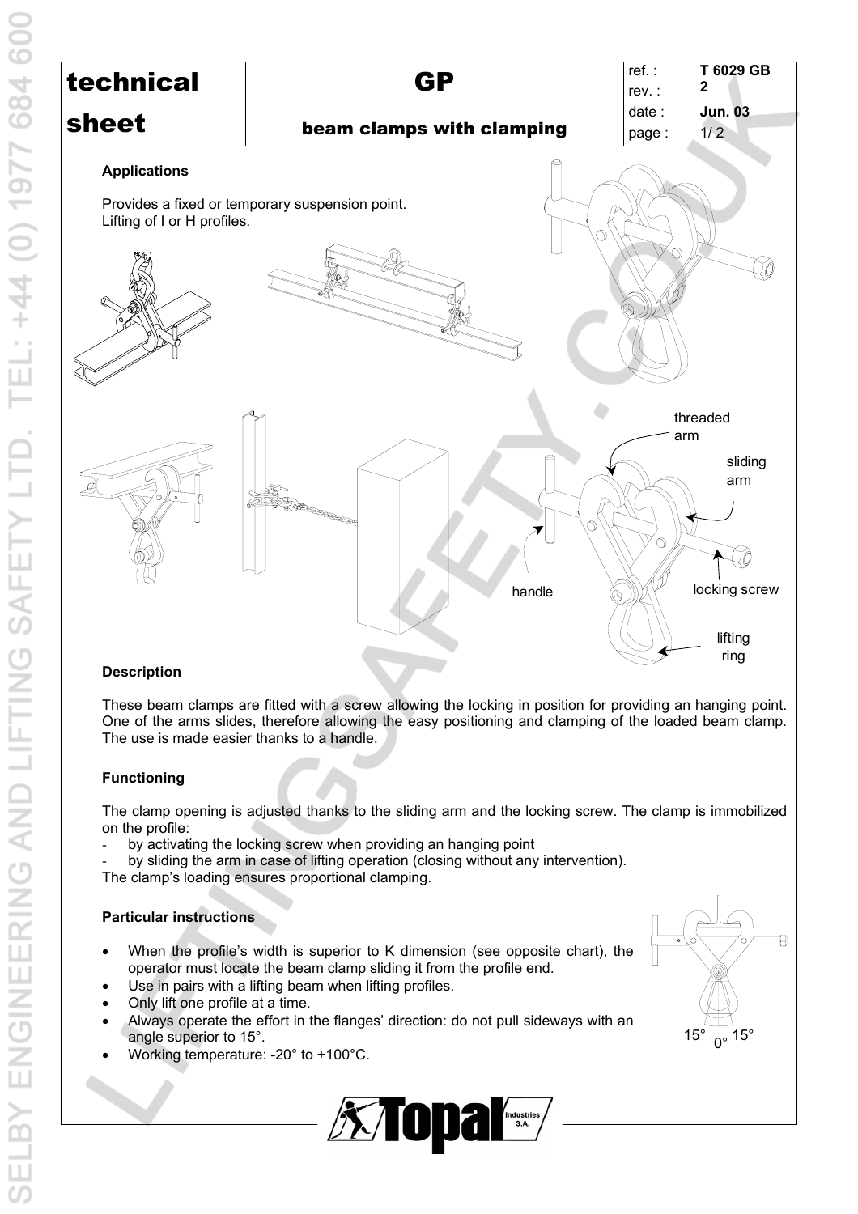| technical sheet | GP beam clamps with clamping | ref. : T 6029 GB | rev. : 2 | date : Jun. 03 |
|---|---|---|---|---|

### Applications

Provides a fixed or temporary suspension point.
Lifting of I or H profiles.

threaded arm

sliding arm

handle

locking screw

lifting ring

### Description

These beam clamps are fitted with a screw allowing the locking in position for providing an hanging point. One of the arms slides, therefore allowing the easy positioning and clamping of the loaded beam clamp. The use is made easier thanks to a handle.

### Functioning

The clamp opening is adjusted thanks to the sliding arm and the locking screw. The clamp is immobilized on the profile:

- by activating the locking screw when providing an hanging point
- by sliding the arm in case of lifting operation (closing without any intervention).

The clamp's loading ensures proportional clamping.

### Particular instructions

- When the profile's width is superior to K dimension (see opposite chart), the operator must locate the beam clamp sliding it from the profile end.
- Use in pairs with a lifting beam when lifting profiles.
- Only lift one profile at a time.
- Always operate the effort in the flanges' direction: do not pull sideways with an angle superior to 15°.
- Working temperature: -20° to +100°C.

15° 0° 15°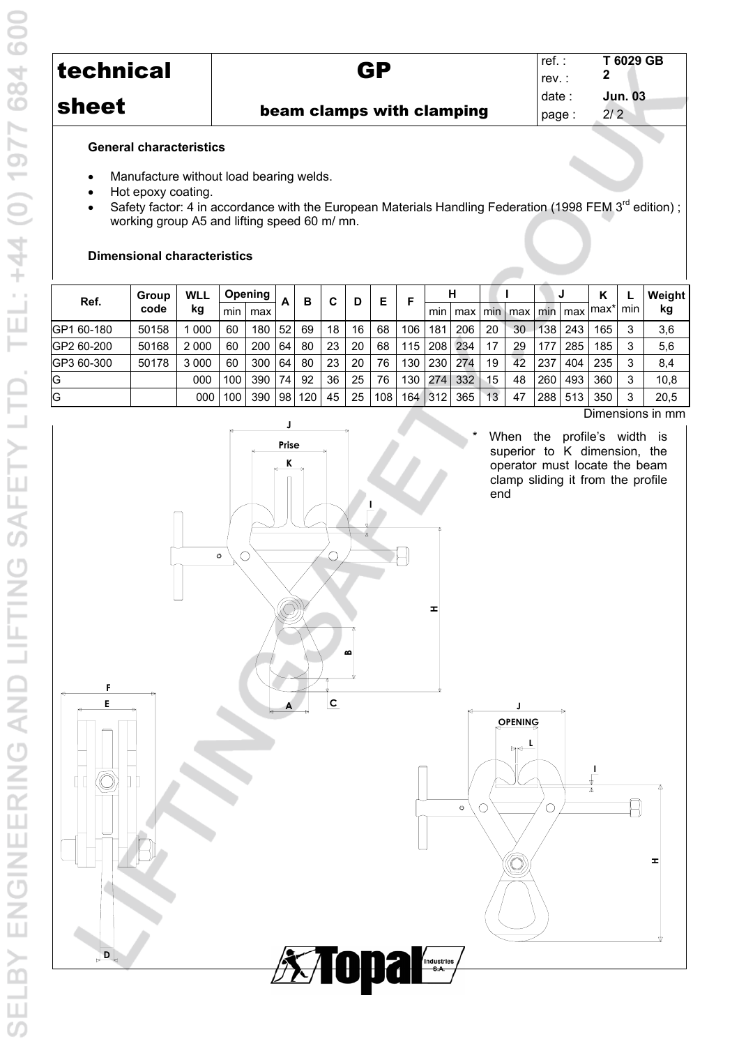| technical sheet | GP<br>beam clamps with clamping | ref. : T 6029 GB<br>rev. : 2<br>date : Jun. 03 |
|---|---|---|

### General characteristics

- Manufacture without load bearing welds.
- Hot epoxy coating.
- Safety factor: 4 in accordance with the European Materials Handling Federation (1998 FEM 3[rd] edition) ; working group A5 and lifting speed 60 m/ mn.

### Dimensional characteristics

| Ref. | Group code | WLL kg | Opening | | A | B | C | D | E | F | H | | I | | J | | K | L | Weight kg |
|---|---|---|---|---|---|---|---|---|---|---|---|---|---|---|---|---|---|---|---|
| | | | min | max | | | | | | | min | max | min | max | min | max | max* | min | |
| GP1 60-180 | 50158 | 1 000 | 60 | 180 | 52 | 69 | 18 | 16 | 68 | 106 | 181 | 206 | 20 | 30 | 138 | 243 | 165 | 3 | 3,6 |
| GP2 60-200 | 50168 | 2 000 | 60 | 200 | 64 | 80 | 23 | 20 | 68 | 115 | 208 | 234 | 17 | 29 | 177 | 285 | 185 | 3 | 5,6 |
| GP3 60-300 | 50178 | 3 000 | 60 | 300 | 64 | 80 | 23 | 20 | 76 | 130 | 230 | 274 | 19 | 42 | 237 | 404 | 235 | 3 | 8,4 |
| G | | 000 | 100 | 390 | 74 | 92 | 36 | 25 | 76 | 130 | 274 | 332 | 15 | 48 | 260 | 493 | 360 | 3 | 10,8 |
| G | | 000 | 100 | 390 | 98 | 120 | 45 | 25 | 108 | 164 | 312 | 365 | 13 | 47 | 288 | 513 | 350 | 3 | 20,5 |

Dimensions in mm

\* When the profile's width is superior to K dimension, the operator must locate the beam clamp sliding it from the profile end

J
Prise
K
I
H
B
A
C
F
E
D
J
OPENING
L
I
H